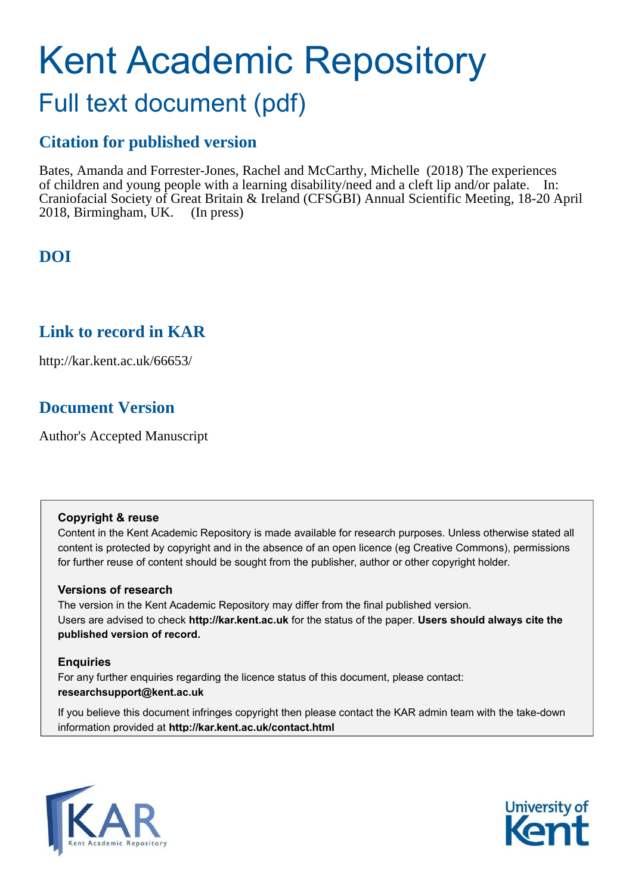# Kent Academic Repository

## Full text document (pdf)

### Citation for published version

Bates, Amanda and Forrester-Jones, Rachel and McCarthy, Michelle (2018) The experiences of children and young people with a learning disability/need and a cleft lip and/or palate. In: Craniofacial Society of Great Britain & Ireland (CFSGBI) Annual Scientific Meeting, 18-20 April 2018, Birmingham, UK. (In press)

### DOI

### Link to record in KAR

http://kar.kent.ac.uk/66653/

### Document Version

Author's Accepted Manuscript

**Copyright & reuse**

Content in the Kent Academic Repository is made available for research purposes. Unless otherwise stated all content is protected by copyright and in the absence of an open licence (eg Creative Commons), permissions for further reuse of content should be sought from the publisher, author or other copyright holder.

**Versions of research**

The version in the Kent Academic Repository may differ from the final published version. Users are advised to check **http://kar.kent.ac.uk** for the status of the paper. **Users should always cite the published version of record.**

**Enquiries**

For any further enquiries regarding the licence status of this document, please contact: **researchsupport@kent.ac.uk**

If you believe this document infringes copyright then please contact the KAR admin team with the take-down information provided at **http://kar.kent.ac.uk/contact.html**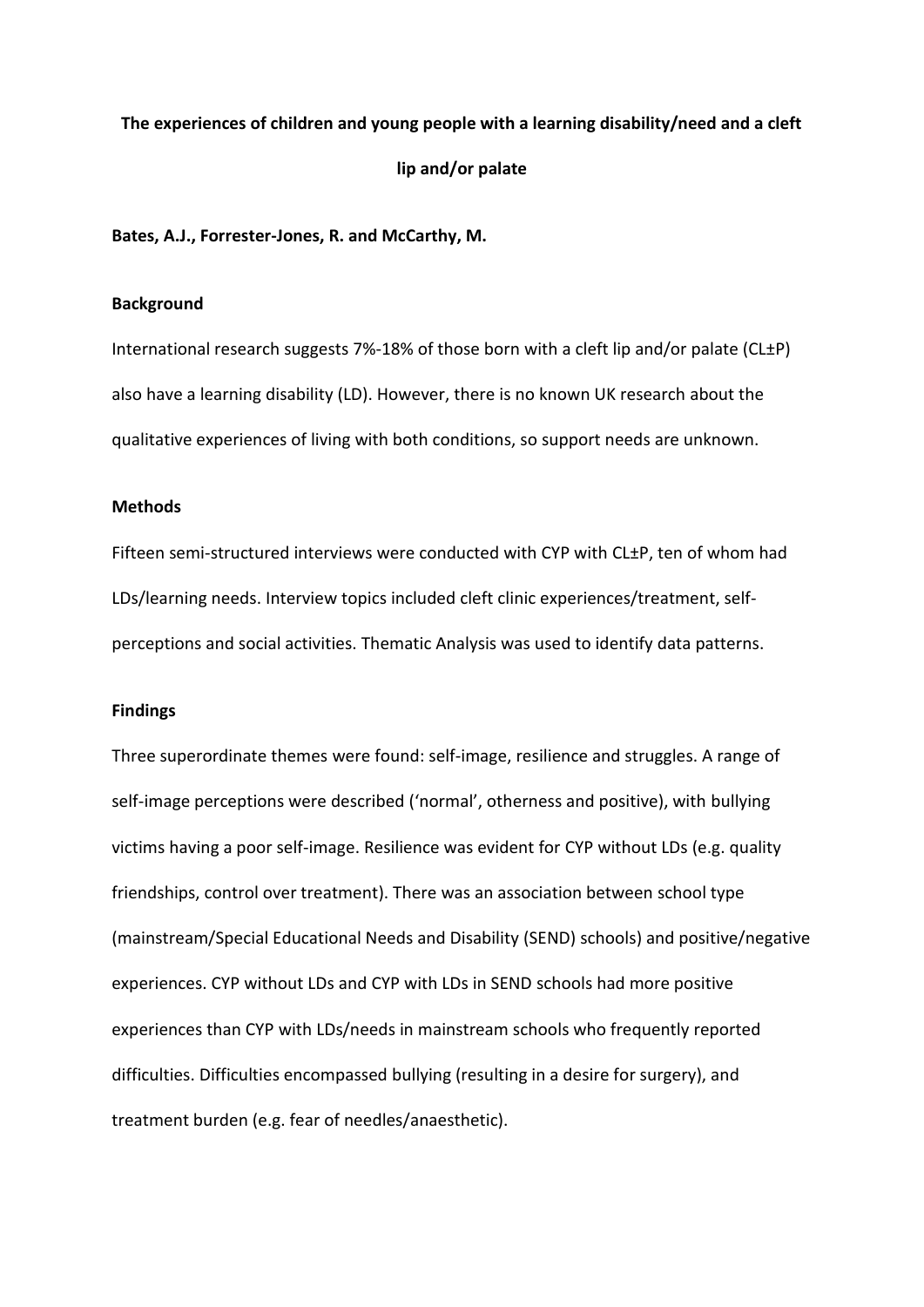**The experiences of children and young people with a learning disability/need and a cleft lip and/or palate**

**Bates, A.J., Forrester-Jones, R. and McCarthy, M.**

**Background**

International research suggests 7%-18% of those born with a cleft lip and/or palate (CL±P) also have a learning disability (LD). However, there is no known UK research about the qualitative experiences of living with both conditions, so support needs are unknown.

**Methods**

Fifteen semi-structured interviews were conducted with CYP with CL±P, ten of whom had LDs/learning needs. Interview topics included cleft clinic experiences/treatment, self-perceptions and social activities. Thematic Analysis was used to identify data patterns.

**Findings**

Three superordinate themes were found: self-image, resilience and struggles. A range of self-image perceptions were described ('normal', otherness and positive), with bullying victims having a poor self-image. Resilience was evident for CYP without LDs (e.g. quality friendships, control over treatment). There was an association between school type (mainstream/Special Educational Needs and Disability (SEND) schools) and positive/negative experiences. CYP without LDs and CYP with LDs in SEND schools had more positive experiences than CYP with LDs/needs in mainstream schools who frequently reported difficulties. Difficulties encompassed bullying (resulting in a desire for surgery), and treatment burden (e.g. fear of needles/anaesthetic).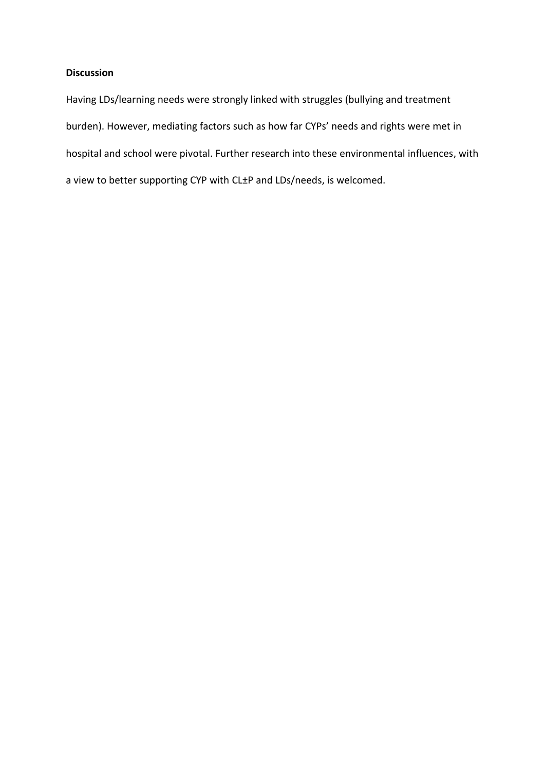**Discussion**

Having LDs/learning needs were strongly linked with struggles (bullying and treatment burden). However, mediating factors such as how far CYPs' needs and rights were met in hospital and school were pivotal. Further research into these environmental influences, with a view to better supporting CYP with CL±P and LDs/needs, is welcomed.